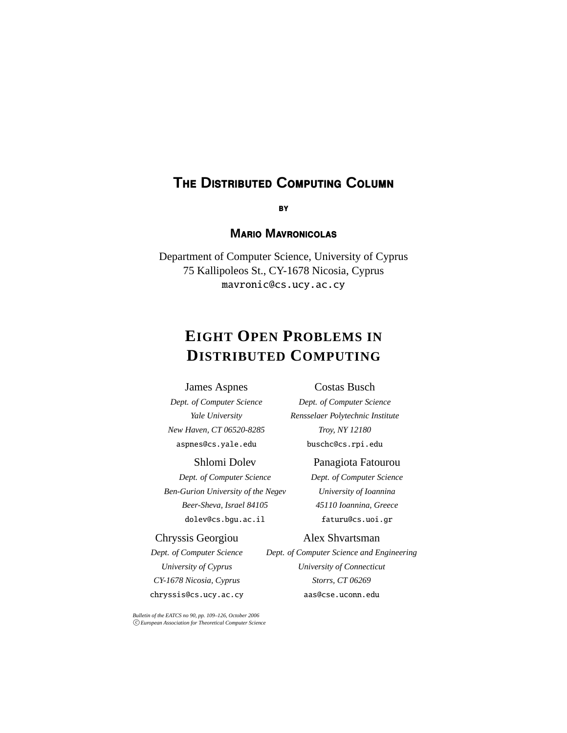# The Distributed Computing Column

by

**Mario Mavronicolas**

Department of Computer Science, University of Cyprus
75 Kallipoleos St., CY-1678 Nicosia, Cyprus
mavronic@cs.ucy.ac.cy

## Eight Open Problems in Distributed Computing

James Aspnes
*Dept. of Computer Science*
*Yale University*
*New Haven, CT 06520-8285*
aspnes@cs.yale.edu

Costas Busch
*Dept. of Computer Science*
*Rensselaer Polytechnic Institute*
*Troy, NY 12180*
buschc@cs.rpi.edu

Shlomi Dolev
*Dept. of Computer Science*
*Ben-Gurion University of the Negev*
*Beer-Sheva, Israel 84105*
dolev@cs.bgu.ac.il

Panagiota Fatourou
*Dept. of Computer Science*
*University of Ioannina*
*45110 Ioannina, Greece*
faturu@cs.uoi.gr

Chryssis Georgiou
*Dept. of Computer Science*
*University of Cyprus*
*CY-1678 Nicosia, Cyprus*
chryssis@cs.ucy.ac.cy

Alex Shvartsman
*Dept. of Computer Science and Engineering*
*University of Connecticut*
*Storrs, CT 06269*
aas@cse.uconn.edu

*Bulletin of the EATCS no 90, pp. 109–126, October 2006*
*© European Association for Theoretical Computer Science*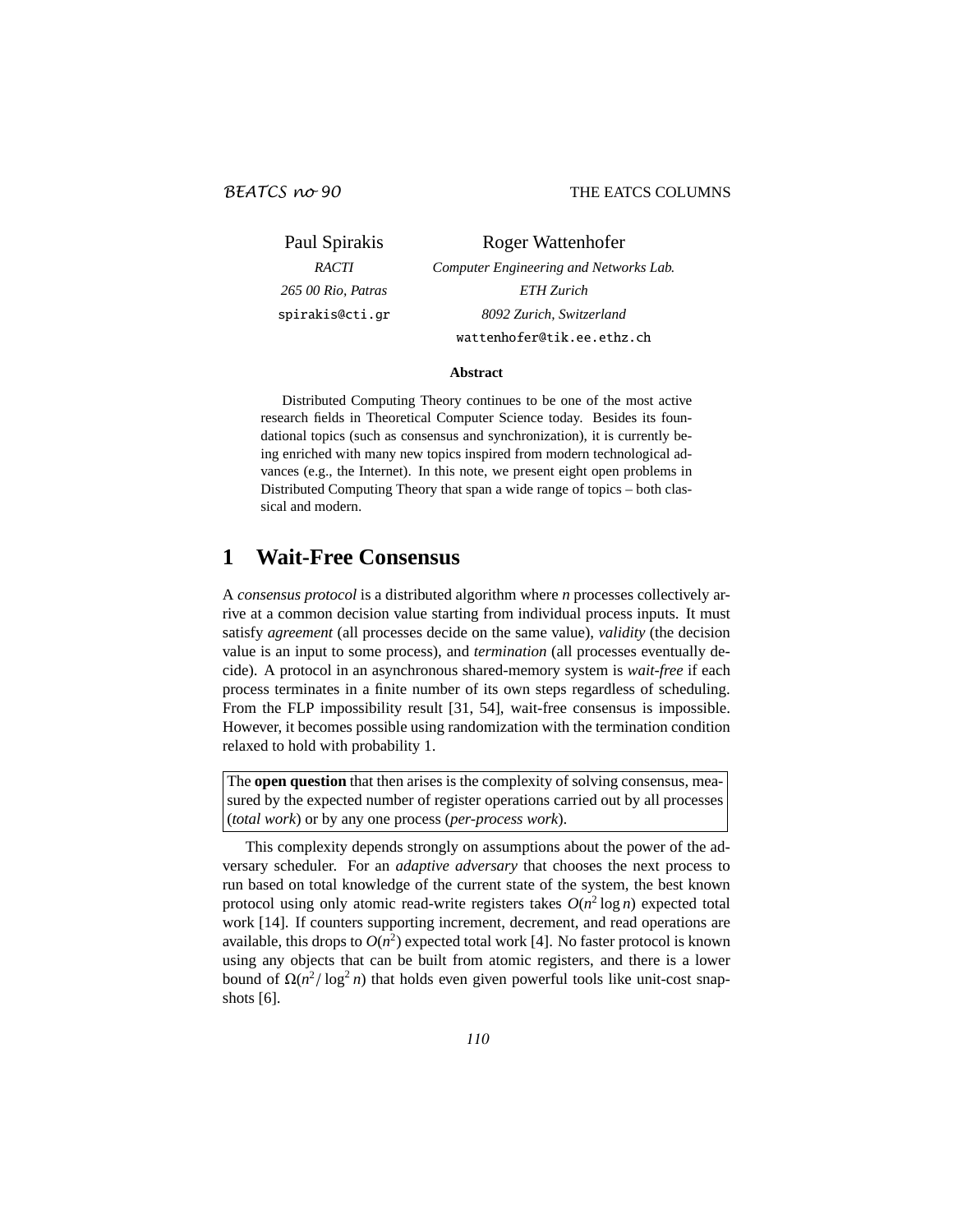Paul Spirakis
*RACTI*
*265 00 Rio, Patras*
spirakis@cti.gr

Roger Wattenhofer
*Computer Engineering and Networks Lab.*
*ETH Zurich*
*8092 Zurich, Switzerland*
wattenhofer@tik.ee.ethz.ch

**Abstract**

Distributed Computing Theory continues to be one of the most active research fields in Theoretical Computer Science today. Besides its foundational topics (such as consensus and synchronization), it is currently being enriched with many new topics inspired from modern technological advances (e.g., the Internet). In this note, we present eight open problems in Distributed Computing Theory that span a wide range of topics – both classical and modern.

# 1 Wait-Free Consensus

A *consensus protocol* is a distributed algorithm where $n$ processes collectively arrive at a common decision value starting from individual process inputs. It must satisfy *agreement* (all processes decide on the same value), *validity* (the decision value is an input to some process), and *termination* (all processes eventually decide). A protocol in an asynchronous shared-memory system is *wait-free* if each process terminates in a finite number of its own steps regardless of scheduling. From the FLP impossibility result [31, 54], wait-free consensus is impossible. However, it becomes possible using randomization with the termination condition relaxed to hold with probability 1.

The **open question** that then arises is the complexity of solving consensus, measured by the expected number of register operations carried out by all processes (*total work*) or by any one process (*per-process work*).

This complexity depends strongly on assumptions about the power of the adversary scheduler. For an *adaptive adversary* that chooses the next process to run based on total knowledge of the current state of the system, the best known protocol using only atomic read-write registers takes $O(n^2 \log n)$ expected total work [14]. If counters supporting increment, decrement, and read operations are available, this drops to $O(n^2)$ expected total work [4]. No faster protocol is known using any objects that can be built from atomic registers, and there is a lower bound of $\Omega(n^2/\log^2 n)$ that holds even given powerful tools like unit-cost snapshots [6].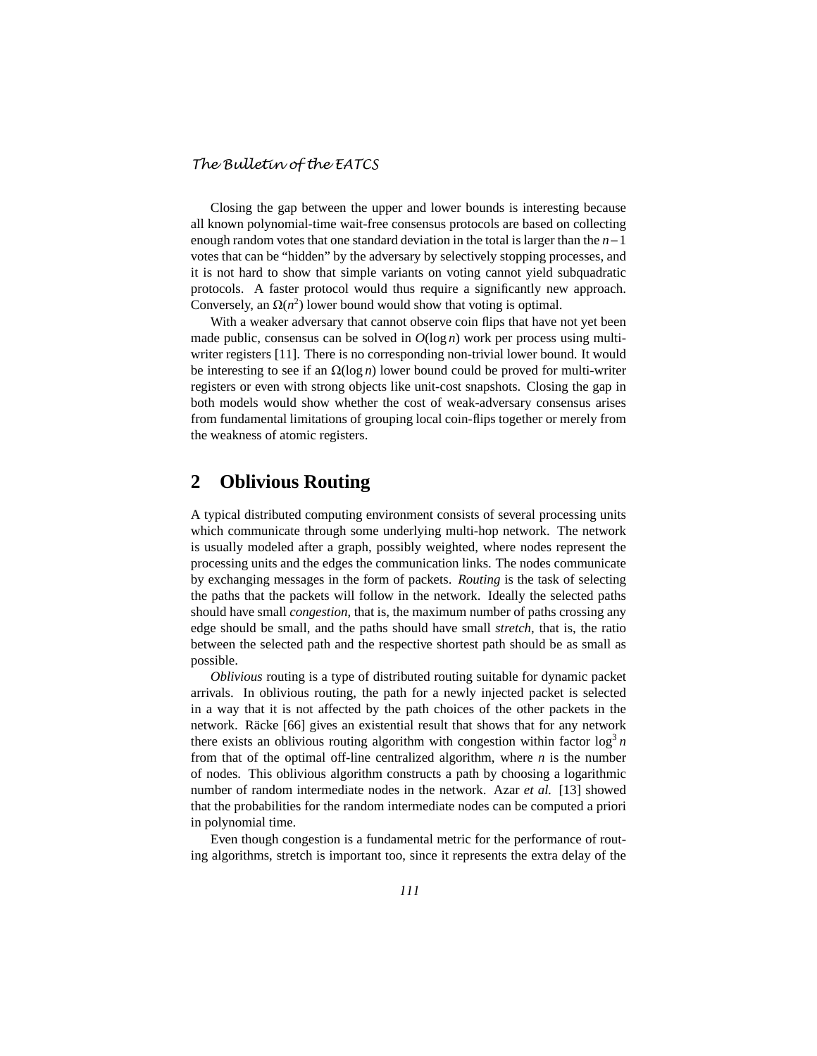Closing the gap between the upper and lower bounds is interesting because all known polynomial-time wait-free consensus protocols are based on collecting enough random votes that one standard deviation in the total is larger than the $n-1$ votes that can be "hidden" by the adversary by selectively stopping processes, and it is not hard to show that simple variants on voting cannot yield subquadratic protocols. A faster protocol would thus require a significantly new approach. Conversely, an $\Omega(n^2)$ lower bound would show that voting is optimal.

With a weaker adversary that cannot observe coin flips that have not yet been made public, consensus can be solved in $O(\log n)$ work per process using multi-writer registers [11]. There is no corresponding non-trivial lower bound. It would be interesting to see if an $\Omega(\log n)$ lower bound could be proved for multi-writer registers or even with strong objects like unit-cost snapshots. Closing the gap in both models would show whether the cost of weak-adversary consensus arises from fundamental limitations of grouping local coin-flips together or merely from the weakness of atomic registers.

## 2 Oblivious Routing

A typical distributed computing environment consists of several processing units which communicate through some underlying multi-hop network. The network is usually modeled after a graph, possibly weighted, where nodes represent the processing units and the edges the communication links. The nodes communicate by exchanging messages in the form of packets. *Routing* is the task of selecting the paths that the packets will follow in the network. Ideally the selected paths should have small *congestion*, that is, the maximum number of paths crossing any edge should be small, and the paths should have small *stretch*, that is, the ratio between the selected path and the respective shortest path should be as small as possible.

*Oblivious* routing is a type of distributed routing suitable for dynamic packet arrivals. In oblivious routing, the path for a newly injected packet is selected in a way that it is not affected by the path choices of the other packets in the network. Räcke [66] gives an existential result that shows that for any network there exists an oblivious routing algorithm with congestion within factor $\log^3 n$ from that of the optimal off-line centralized algorithm, where $n$ is the number of nodes. This oblivious algorithm constructs a path by choosing a logarithmic number of random intermediate nodes in the network. Azar *et al.* [13] showed that the probabilities for the random intermediate nodes can be computed a priori in polynomial time.

Even though congestion is a fundamental metric for the performance of routing algorithms, stretch is important too, since it represents the extra delay of the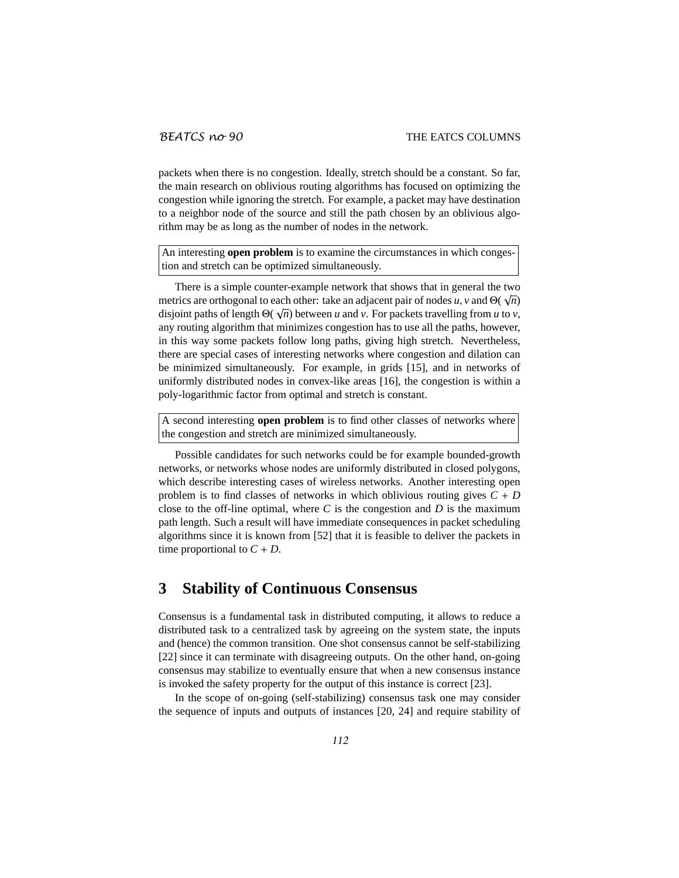packets when there is no congestion. Ideally, stretch should be a constant. So far, the main research on oblivious routing algorithms has focused on optimizing the congestion while ignoring the stretch. For example, a packet may have destination to a neighbor node of the source and still the path chosen by an oblivious algorithm may be as long as the number of nodes in the network.

> An interesting **open problem** is to examine the circumstances in which congestion and stretch can be optimized simultaneously.

There is a simple counter-example network that shows that in general the two metrics are orthogonal to each other: take an adjacent pair of nodes $u, v$ and $\Theta(\sqrt{n})$ disjoint paths of length $\Theta(\sqrt{n})$ between $u$ and $v$. For packets travelling from $u$ to $v$, any routing algorithm that minimizes congestion has to use all the paths, however, in this way some packets follow long paths, giving high stretch. Nevertheless, there are special cases of interesting networks where congestion and dilation can be minimized simultaneously. For example, in grids [15], and in networks of uniformly distributed nodes in convex-like areas [16], the congestion is within a poly-logarithmic factor from optimal and stretch is constant.

> A second interesting **open problem** is to find other classes of networks where the congestion and stretch are minimized simultaneously.

Possible candidates for such networks could be for example bounded-growth networks, or networks whose nodes are uniformly distributed in closed polygons, which describe interesting cases of wireless networks. Another interesting open problem is to find classes of networks in which oblivious routing gives $C + D$ close to the off-line optimal, where $C$ is the congestion and $D$ is the maximum path length. Such a result will have immediate consequences in packet scheduling algorithms since it is known from [52] that it is feasible to deliver the packets in time proportional to $C + D$.

## 3 Stability of Continuous Consensus

Consensus is a fundamental task in distributed computing, it allows to reduce a distributed task to a centralized task by agreeing on the system state, the inputs and (hence) the common transition. One shot consensus cannot be self-stabilizing [22] since it can terminate with disagreeing outputs. On the other hand, on-going consensus may stabilize to eventually ensure that when a new consensus instance is invoked the safety property for the output of this instance is correct [23].

In the scope of on-going (self-stabilizing) consensus task one may consider the sequence of inputs and outputs of instances [20, 24] and require stability of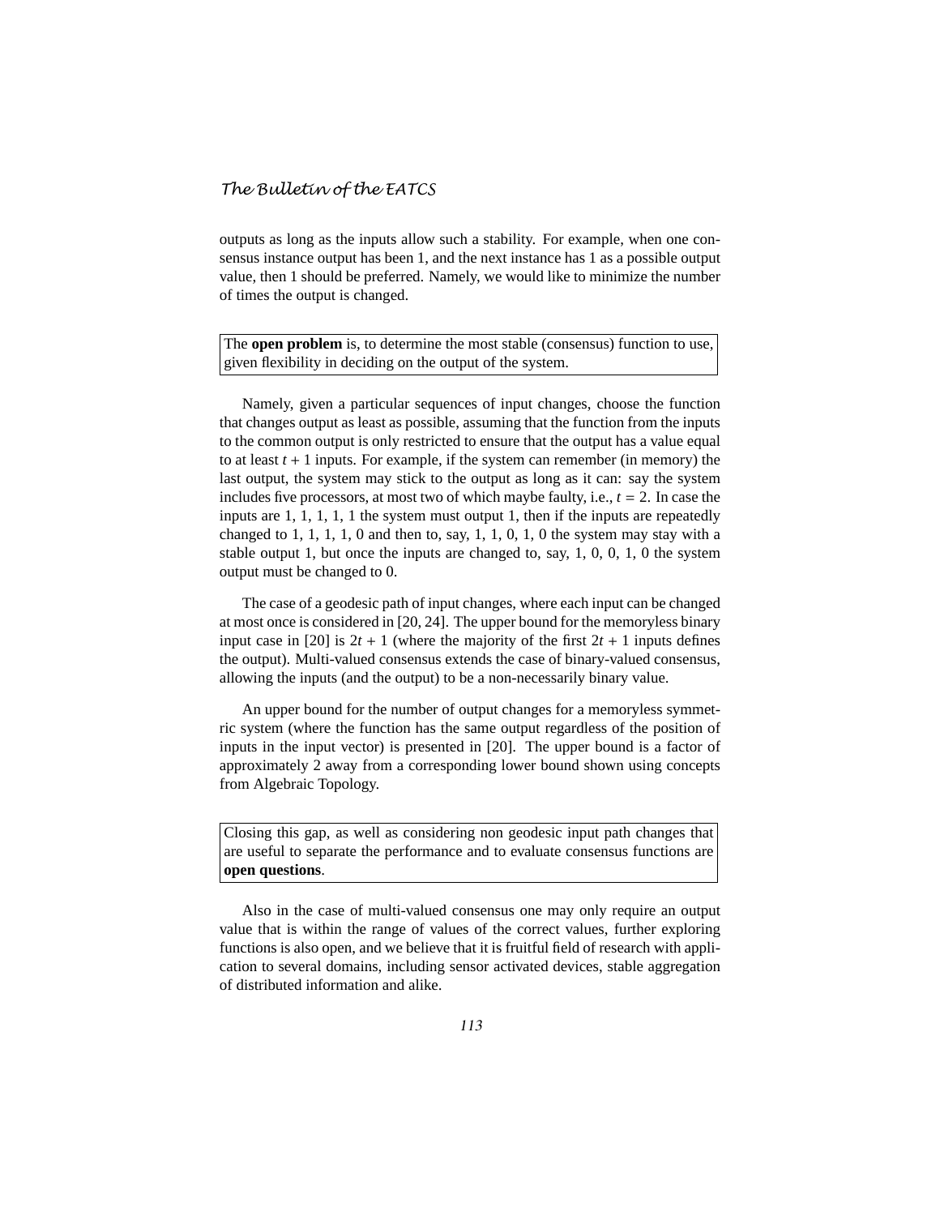outputs as long as the inputs allow such a stability. For example, when one consensus instance output has been 1, and the next instance has 1 as a possible output value, then 1 should be preferred. Namely, we would like to minimize the number of times the output is changed.

> The **open problem** is, to determine the most stable (consensus) function to use, given flexibility in deciding on the output of the system.

Namely, given a particular sequences of input changes, choose the function that changes output as least as possible, assuming that the function from the inputs to the common output is only restricted to ensure that the output has a value equal to at least $t + 1$ inputs. For example, if the system can remember (in memory) the last output, the system may stick to the output as long as it can: say the system includes five processors, at most two of which maybe faulty, i.e., $t = 2$. In case the inputs are 1, 1, 1, 1, 1 the system must output 1, then if the inputs are repeatedly changed to 1, 1, 1, 1, 0 and then to, say, 1, 1, 0, 1, 0 the system may stay with a stable output 1, but once the inputs are changed to, say, 1, 0, 0, 1, 0 the system output must be changed to 0.

The case of a geodesic path of input changes, where each input can be changed at most once is considered in [20, 24]. The upper bound for the memoryless binary input case in [20] is $2t + 1$ (where the majority of the first $2t + 1$ inputs defines the output). Multi-valued consensus extends the case of binary-valued consensus, allowing the inputs (and the output) to be a non-necessarily binary value.

An upper bound for the number of output changes for a memoryless symmetric system (where the function has the same output regardless of the position of inputs in the input vector) is presented in [20]. The upper bound is a factor of approximately 2 away from a corresponding lower bound shown using concepts from Algebraic Topology.

> Closing this gap, as well as considering non geodesic input path changes that are useful to separate the performance and to evaluate consensus functions are **open questions**.

Also in the case of multi-valued consensus one may only require an output value that is within the range of values of the correct values, further exploring functions is also open, and we believe that it is fruitful field of research with application to several domains, including sensor activated devices, stable aggregation of distributed information and alike.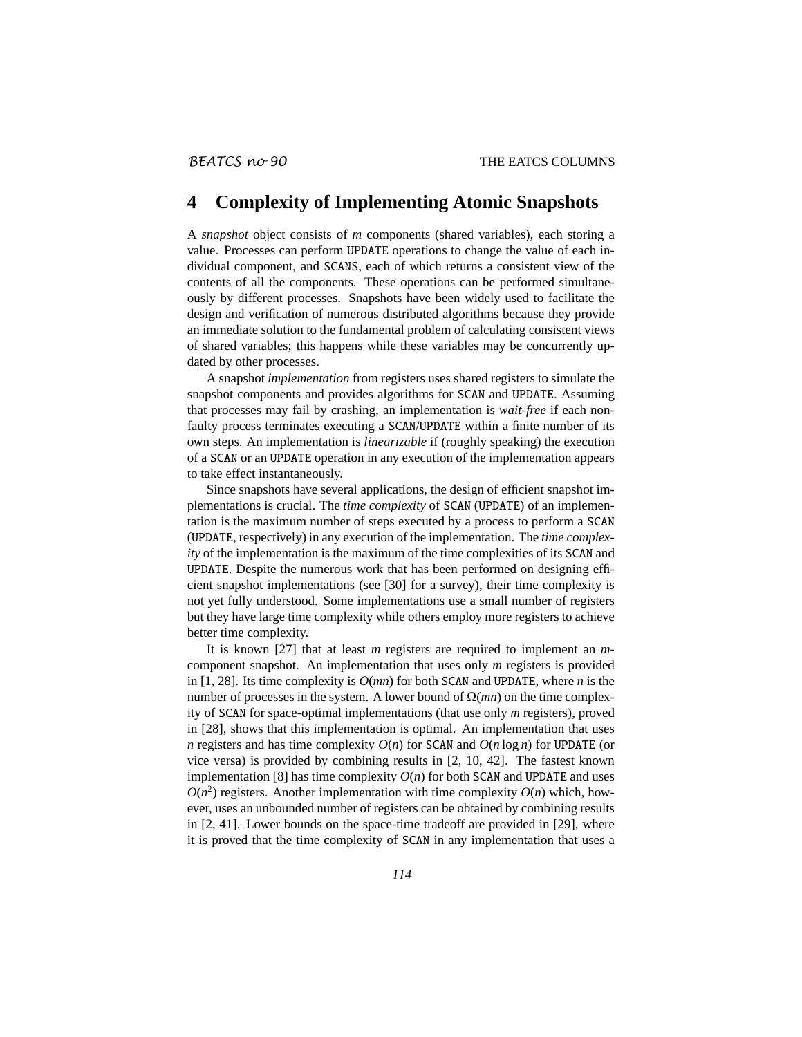## 4 Complexity of Implementing Atomic Snapshots

A *snapshot* object consists of $m$ components (shared variables), each storing a value. Processes can perform UPDATE operations to change the value of each individual component, and SCANS, each of which returns a consistent view of the contents of all the components. These operations can be performed simultaneously by different processes. Snapshots have been widely used to facilitate the design and verification of numerous distributed algorithms because they provide an immediate solution to the fundamental problem of calculating consistent views of shared variables; this happens while these variables may be concurrently updated by other processes.

A snapshot *implementation* from registers uses shared registers to simulate the snapshot components and provides algorithms for SCAN and UPDATE. Assuming that processes may fail by crashing, an implementation is *wait-free* if each non-faulty process terminates executing a SCAN/UPDATE within a finite number of its own steps. An implementation is *linearizable* if (roughly speaking) the execution of a SCAN or an UPDATE operation in any execution of the implementation appears to take effect instantaneously.

Since snapshots have several applications, the design of efficient snapshot implementations is crucial. The *time complexity* of SCAN (UPDATE) of an implementation is the maximum number of steps executed by a process to perform a SCAN (UPDATE, respectively) in any execution of the implementation. The *time complexity* of the implementation is the maximum of the time complexities of its SCAN and UPDATE. Despite the numerous work that has been performed on designing efficient snapshot implementations (see [30] for a survey), their time complexity is not yet fully understood. Some implementations use a small number of registers but they have large time complexity while others employ more registers to achieve better time complexity.

It is known [27] that at least $m$ registers are required to implement an $m$-component snapshot. An implementation that uses only $m$ registers is provided in [1, 28]. Its time complexity is $O(mn)$ for both SCAN and UPDATE, where $n$ is the number of processes in the system. A lower bound of $\Omega(mn)$ on the time complexity of SCAN for space-optimal implementations (that use only $m$ registers), proved in [28], shows that this implementation is optimal. An implementation that uses $n$ registers and has time complexity $O(n)$ for SCAN and $O(n \log n)$ for UPDATE (or vice versa) is provided by combining results in [2, 10, 42]. The fastest known implementation [8] has time complexity $O(n)$ for both SCAN and UPDATE and uses $O(n^2)$ registers. Another implementation with time complexity $O(n)$ which, however, uses an unbounded number of registers can be obtained by combining results in [2, 41]. Lower bounds on the space-time tradeoff are provided in [29], where it is proved that the time complexity of SCAN in any implementation that uses a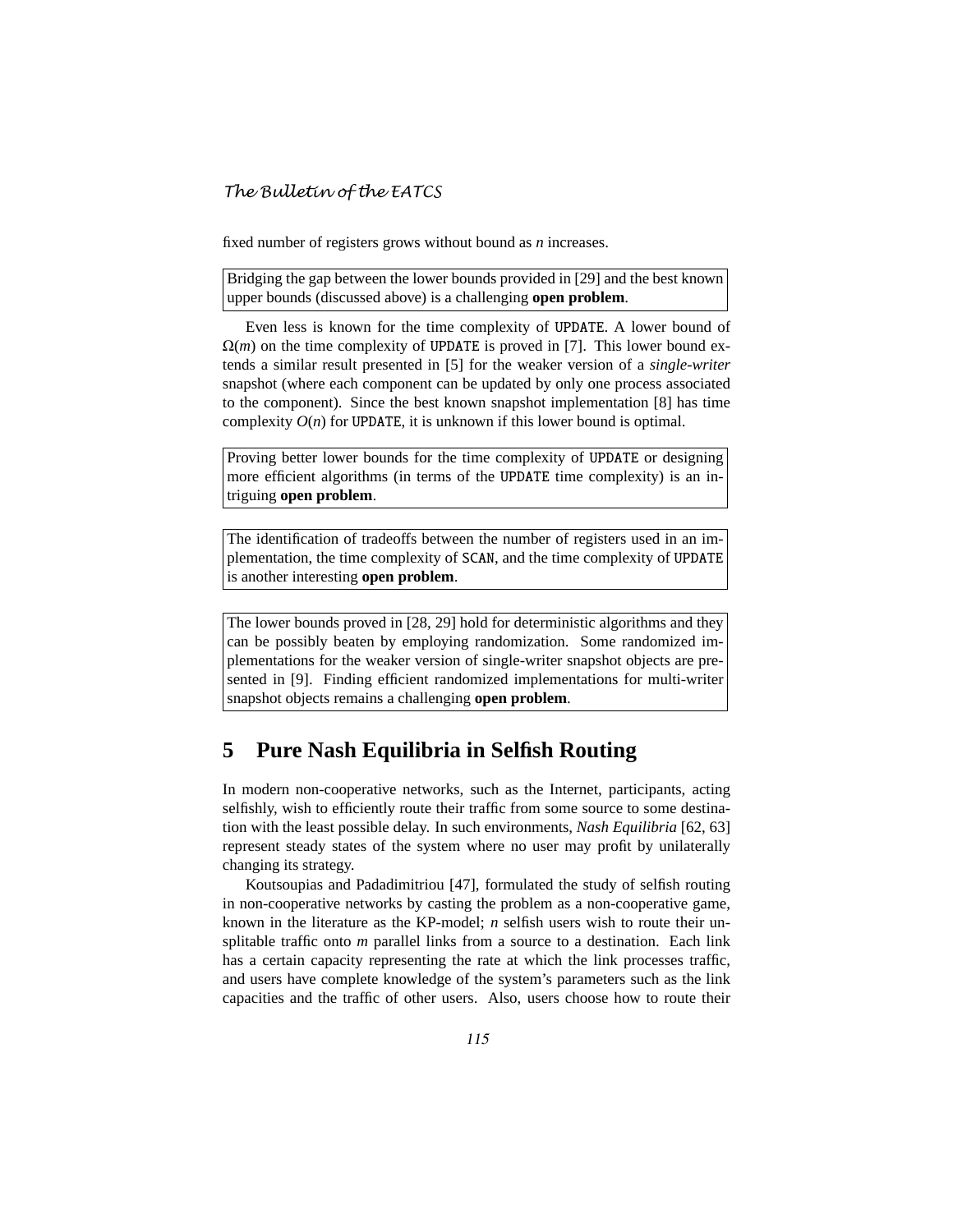fixed number of registers grows without bound as $n$ increases.

Bridging the gap between the lower bounds provided in [29] and the best known upper bounds (discussed above) is a challenging **open problem**.

Even less is known for the time complexity of UPDATE. A lower bound of $\Omega(m)$ on the time complexity of UPDATE is proved in [7]. This lower bound extends a similar result presented in [5] for the weaker version of a *single-writer* snapshot (where each component can be updated by only one process associated to the component). Since the best known snapshot implementation [8] has time complexity $O(n)$ for UPDATE, it is unknown if this lower bound is optimal.

Proving better lower bounds for the time complexity of UPDATE or designing more efficient algorithms (in terms of the UPDATE time complexity) is an intriguing **open problem**.

The identification of tradeoffs between the number of registers used in an implementation, the time complexity of SCAN, and the time complexity of UPDATE is another interesting **open problem**.

The lower bounds proved in [28, 29] hold for deterministic algorithms and they can be possibly beaten by employing randomization. Some randomized implementations for the weaker version of single-writer snapshot objects are presented in [9]. Finding efficient randomized implementations for multi-writer snapshot objects remains a challenging **open problem**.

## 5 Pure Nash Equilibria in Selfish Routing

In modern non-cooperative networks, such as the Internet, participants, acting selfishly, wish to efficiently route their traffic from some source to some destination with the least possible delay. In such environments, *Nash Equilibria* [62, 63] represent steady states of the system where no user may profit by unilaterally changing its strategy.

Koutsoupias and Padadimitriou [47], formulated the study of selfish routing in non-cooperative networks by casting the problem as a non-cooperative game, known in the literature as the KP-model; $n$ selfish users wish to route their unsplitable traffic onto $m$ parallel links from a source to a destination. Each link has a certain capacity representing the rate at which the link processes traffic, and users have complete knowledge of the system's parameters such as the link capacities and the traffic of other users. Also, users choose how to route their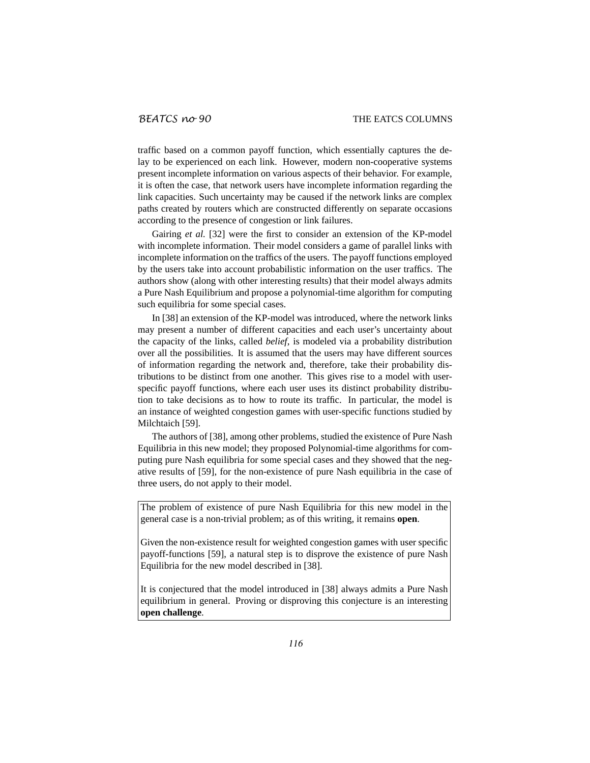traffic based on a common payoff function, which essentially captures the delay to be experienced on each link. However, modern non-cooperative systems present incomplete information on various aspects of their behavior. For example, it is often the case, that network users have incomplete information regarding the link capacities. Such uncertainty may be caused if the network links are complex paths created by routers which are constructed differently on separate occasions according to the presence of congestion or link failures.

Gairing *et al.* [32] were the first to consider an extension of the KP-model with incomplete information. Their model considers a game of parallel links with incomplete information on the traffics of the users. The payoff functions employed by the users take into account probabilistic information on the user traffics. The authors show (along with other interesting results) that their model always admits a Pure Nash Equilibrium and propose a polynomial-time algorithm for computing such equilibria for some special cases.

In [38] an extension of the KP-model was introduced, where the network links may present a number of different capacities and each user's uncertainty about the capacity of the links, called *belief*, is modeled via a probability distribution over all the possibilities. It is assumed that the users may have different sources of information regarding the network and, therefore, take their probability distributions to be distinct from one another. This gives rise to a model with user-specific payoff functions, where each user uses its distinct probability distribution to take decisions as to how to route its traffic. In particular, the model is an instance of weighted congestion games with user-specific functions studied by Milchtaich [59].

The authors of [38], among other problems, studied the existence of Pure Nash Equilibria in this new model; they proposed Polynomial-time algorithms for computing pure Nash equilibria for some special cases and they showed that the negative results of [59], for the non-existence of pure Nash equilibria in the case of three users, do not apply to their model.

The problem of existence of pure Nash Equilibria for this new model in the general case is a non-trivial problem; as of this writing, it remains **open**.

Given the non-existence result for weighted congestion games with user specific payoff-functions [59], a natural step is to disprove the existence of pure Nash Equilibria for the new model described in [38].

It is conjectured that the model introduced in [38] always admits a Pure Nash equilibrium in general. Proving or disproving this conjecture is an interesting **open challenge**.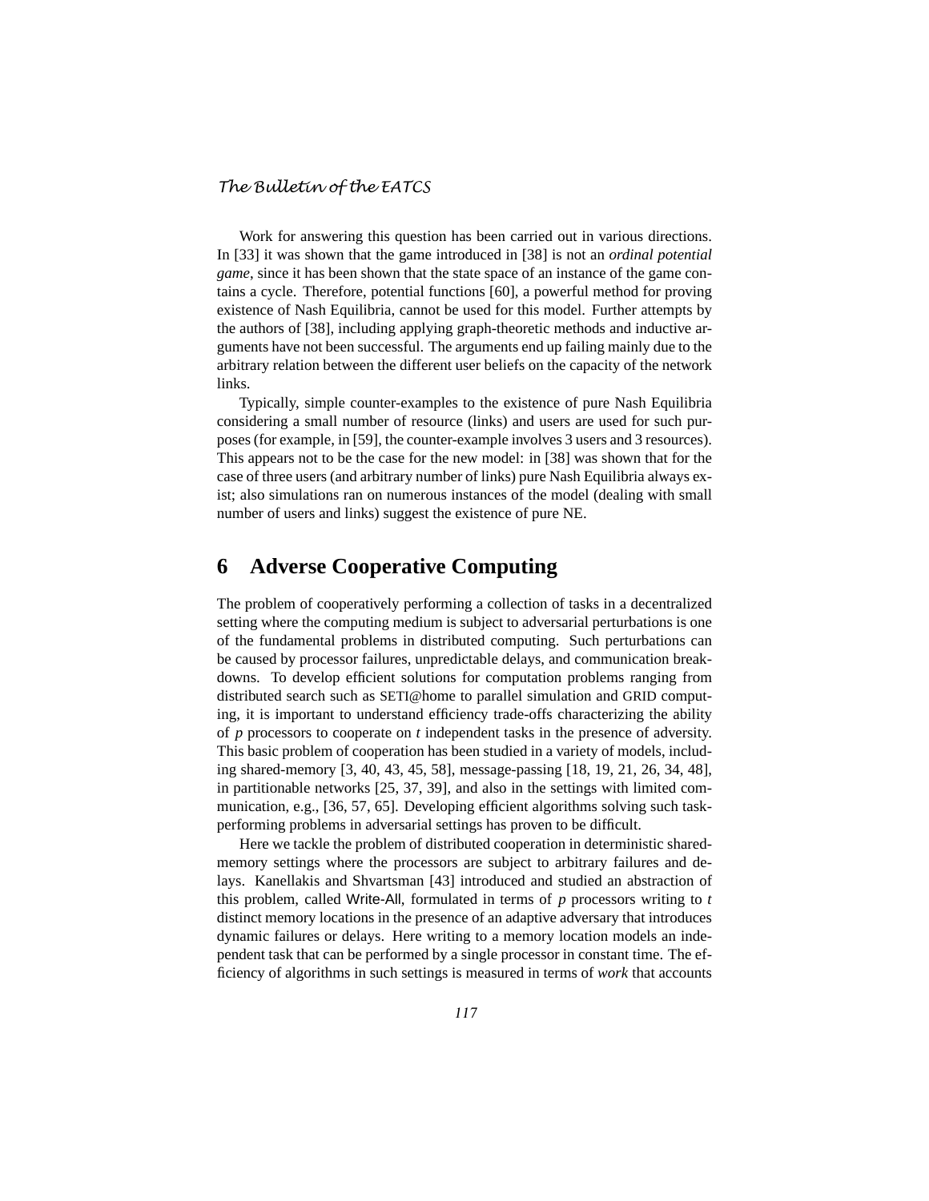Work for answering this question has been carried out in various directions. In [33] it was shown that the game introduced in [38] is not an *ordinal potential game*, since it has been shown that the state space of an instance of the game contains a cycle. Therefore, potential functions [60], a powerful method for proving existence of Nash Equilibria, cannot be used for this model. Further attempts by the authors of [38], including applying graph-theoretic methods and inductive arguments have not been successful. The arguments end up failing mainly due to the arbitrary relation between the different user beliefs on the capacity of the network links.

Typically, simple counter-examples to the existence of pure Nash Equilibria considering a small number of resource (links) and users are used for such purposes (for example, in [59], the counter-example involves 3 users and 3 resources). This appears not to be the case for the new model: in [38] was shown that for the case of three users (and arbitrary number of links) pure Nash Equilibria always exist; also simulations ran on numerous instances of the model (dealing with small number of users and links) suggest the existence of pure NE.

## 6 Adverse Cooperative Computing

The problem of cooperatively performing a collection of tasks in a decentralized setting where the computing medium is subject to adversarial perturbations is one of the fundamental problems in distributed computing. Such perturbations can be caused by processor failures, unpredictable delays, and communication breakdowns. To develop efficient solutions for computation problems ranging from distributed search such as SETI@home to parallel simulation and GRID computing, it is important to understand efficiency trade-offs characterizing the ability of $p$ processors to cooperate on $t$ independent tasks in the presence of adversity. This basic problem of cooperation has been studied in a variety of models, including shared-memory [3, 40, 43, 45, 58], message-passing [18, 19, 21, 26, 34, 48], in partitionable networks [25, 37, 39], and also in the settings with limited communication, e.g., [36, 57, 65]. Developing efficient algorithms solving such task-performing problems in adversarial settings has proven to be difficult.

Here we tackle the problem of distributed cooperation in deterministic shared-memory settings where the processors are subject to arbitrary failures and delays. Kanellakis and Shvartsman [43] introduced and studied an abstraction of this problem, called Write-All, formulated in terms of $p$ processors writing to $t$ distinct memory locations in the presence of an adaptive adversary that introduces dynamic failures or delays. Here writing to a memory location models an independent task that can be performed by a single processor in constant time. The efficiency of algorithms in such settings is measured in terms of *work* that accounts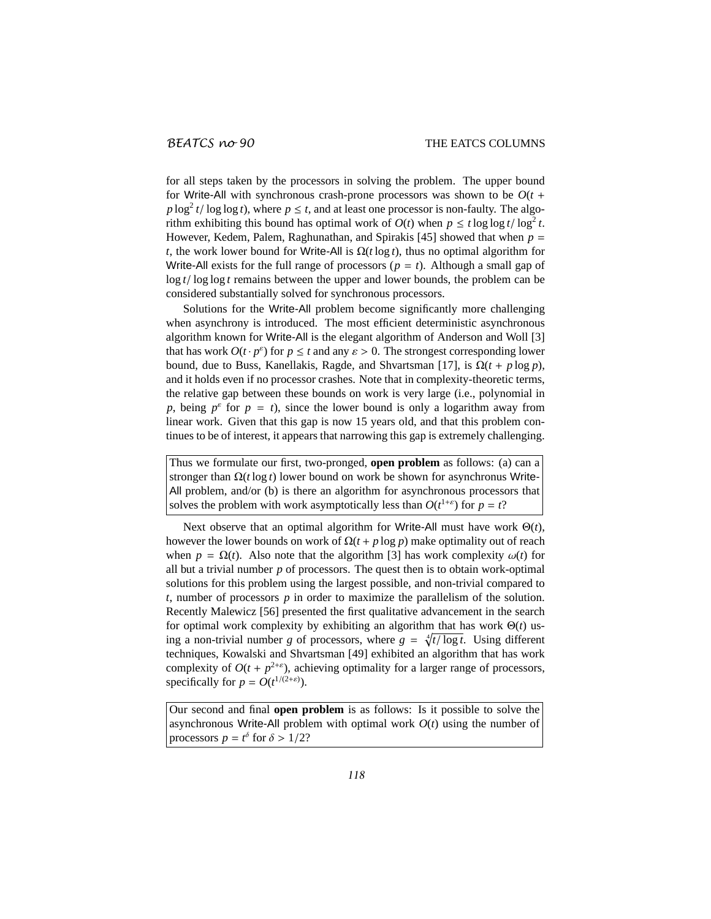for all steps taken by the processors in solving the problem. The upper bound for Write-All with synchronous crash-prone processors was shown to be $O(t + p\log^2 t/\log\log t)$, where $p \le t$, and at least one processor is non-faulty. The algorithm exhibiting this bound has optimal work of $O(t)$ when $p \le t\log\log t/\log^2 t$. However, Kedem, Palem, Raghunathan, and Spirakis [45] showed that when $p = t$, the work lower bound for Write-All is $\Omega(t\log t)$, thus no optimal algorithm for Write-All exists for the full range of processors ($p = t$). Although a small gap of $\log t/\log\log t$ remains between the upper and lower bounds, the problem can be considered substantially solved for synchronous processors.

Solutions for the Write-All problem become significantly more challenging when asynchrony is introduced. The most efficient deterministic asynchronous algorithm known for Write-All is the elegant algorithm of Anderson and Woll [3] that has work $O(t \cdot p^{\varepsilon})$ for $p \le t$ and any $\varepsilon > 0$. The strongest corresponding lower bound, due to Buss, Kanellakis, Ragde, and Shvartsman [17], is $\Omega(t + p\log p)$, and it holds even if no processor crashes. Note that in complexity-theoretic terms, the relative gap between these bounds on work is very large (i.e., polynomial in $p$, being $p^{\varepsilon}$ for $p = t$), since the lower bound is only a logarithm away from linear work. Given that this gap is now 15 years old, and that this problem continues to be of interest, it appears that narrowing this gap is extremely challenging.

Thus we formulate our first, two-pronged, **open problem** as follows: (a) can a stronger than $\Omega(t\log t)$ lower bound on work be shown for asynchronus Write-All problem, and/or (b) is there an algorithm for asynchronous processors that solves the problem with work asymptotically less than $O(t^{1+\varepsilon})$ for $p = t$?

Next observe that an optimal algorithm for Write-All must have work $\Theta(t)$, however the lower bounds on work of $\Omega(t + p\log p)$ make optimality out of reach when $p = \Omega(t)$. Also note that the algorithm [3] has work complexity $\omega(t)$ for all but a trivial number $p$ of processors. The quest then is to obtain work-optimal solutions for this problem using the largest possible, and non-trivial compared to $t$, number of processors $p$ in order to maximize the parallelism of the solution. Recently Malewicz [56] presented the first qualitative advancement in the search for optimal work complexity by exhibiting an algorithm that has work $\Theta(t)$ using a non-trivial number $g$ of processors, where $g = \sqrt[4]{t/\log t}$. Using different techniques, Kowalski and Shvartsman [49] exhibited an algorithm that has work complexity of $O(t + p^{2+\varepsilon})$, achieving optimality for a larger range of processors, specifically for $p = O(t^{1/(2+\varepsilon)})$.

Our second and final **open problem** is as follows: Is it possible to solve the asynchronous Write-All problem with optimal work $O(t)$ using the number of processors $p = t^{\delta}$ for $\delta > 1/2$?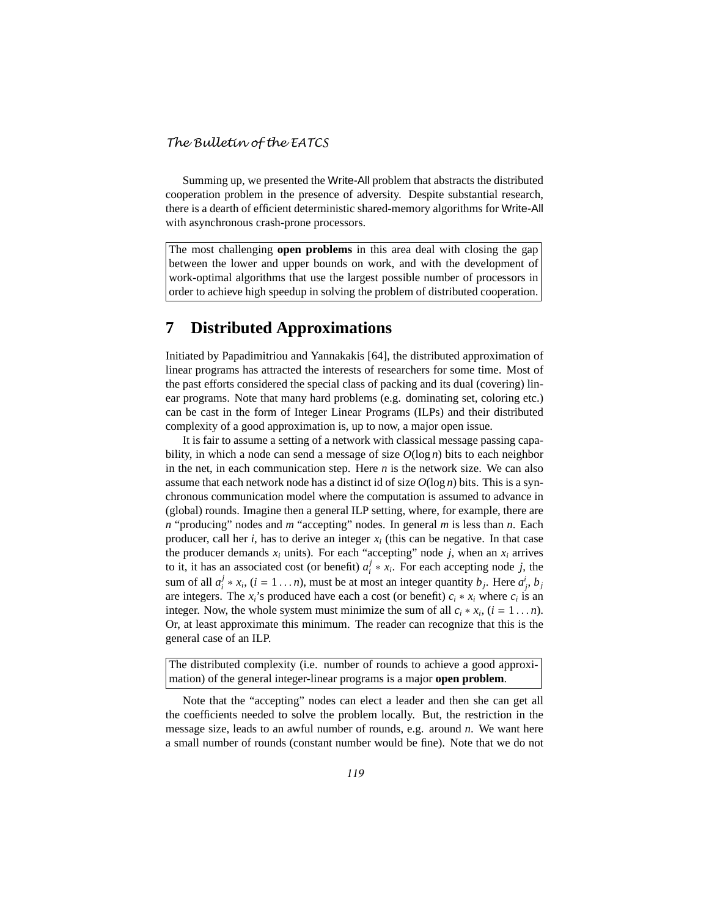Summing up, we presented the Write-All problem that abstracts the distributed cooperation problem in the presence of adversity. Despite substantial research, there is a dearth of efficient deterministic shared-memory algorithms for Write-All with asynchronous crash-prone processors.

> The most challenging **open problems** in this area deal with closing the gap between the lower and upper bounds on work, and with the development of work-optimal algorithms that use the largest possible number of processors in order to achieve high speedup in solving the problem of distributed cooperation.

## 7 Distributed Approximations

Initiated by Papadimitriou and Yannakakis [64], the distributed approximation of linear programs has attracted the interests of researchers for some time. Most of the past efforts considered the special class of packing and its dual (covering) linear programs. Note that many hard problems (e.g. dominating set, coloring etc.) can be cast in the form of Integer Linear Programs (ILPs) and their distributed complexity of a good approximation is, up to now, a major open issue.

It is fair to assume a setting of a network with classical message passing capability, in which a node can send a message of size $O(\log n)$ bits to each neighbor in the net, in each communication step. Here $n$ is the network size. We can also assume that each network node has a distinct id of size $O(\log n)$ bits. This is a synchronous communication model where the computation is assumed to advance in (global) rounds. Imagine then a general ILP setting, where, for example, there are $n$ "producing" nodes and $m$ "accepting" nodes. In general $m$ is less than $n$. Each producer, call her $i$, has to derive an integer $x_i$ (this can be negative. In that case the producer demands $x_i$ units). For each "accepting" node $j$, when an $x_i$ arrives to it, it has an associated cost (or benefit) $a_i^j * x_i$. For each accepting node $j$, the sum of all $a_i^j * x_i$, $(i = 1 \ldots n)$, must be at most an integer quantity $b_j$. Here $a_j^i$, $b_j$ are integers. The $x_i$'s produced have each a cost (or benefit) $c_i * x_i$ where $c_i$ is an integer. Now, the whole system must minimize the sum of all $c_i * x_i$, $(i = 1 \ldots n)$. Or, at least approximate this minimum. The reader can recognize that this is the general case of an ILP.

> The distributed complexity (i.e. number of rounds to achieve a good approximation) of the general integer-linear programs is a major **open problem**.

Note that the "accepting" nodes can elect a leader and then she can get all the coefficients needed to solve the problem locally. But, the restriction in the message size, leads to an awful number of rounds, e.g. around $n$. We want here a small number of rounds (constant number would be fine). Note that we do not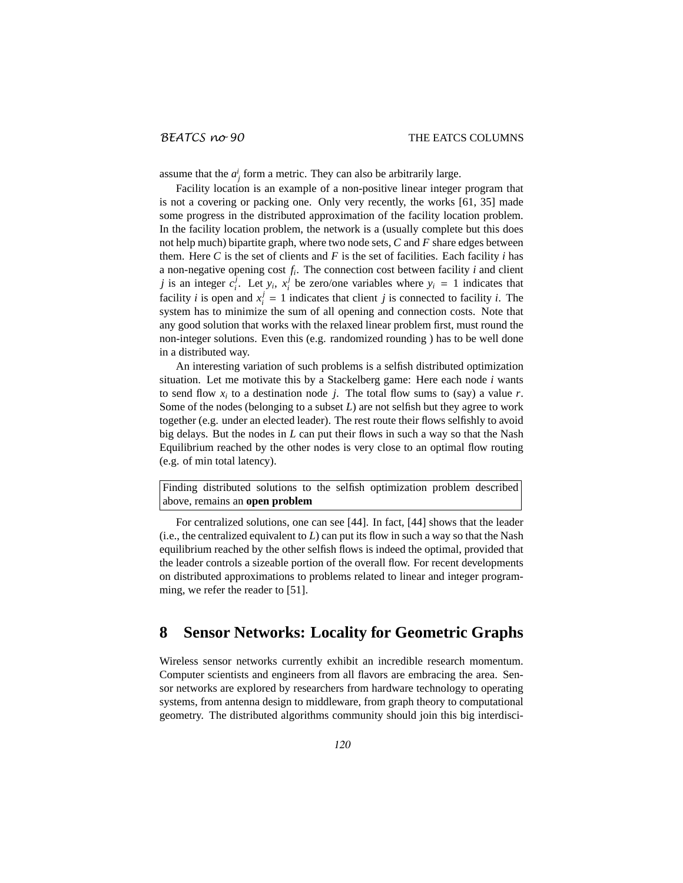assume that the $a_j^i$ form a metric. They can also be arbitrarily large.

Facility location is an example of a non-positive linear integer program that is not a covering or packing one. Only very recently, the works [61, 35] made some progress in the distributed approximation of the facility location problem. In the facility location problem, the network is a (usually complete but this does not help much) bipartite graph, where two node sets, $C$ and $F$ share edges between them. Here $C$ is the set of clients and $F$ is the set of facilities. Each facility $i$ has a non-negative opening cost $f_i$. The connection cost between facility $i$ and client $j$ is an integer $c_i^j$. Let $y_i$, $x_i^j$ be zero/one variables where $y_i = 1$ indicates that facility $i$ is open and $x_i^j = 1$ indicates that client $j$ is connected to facility $i$. The system has to minimize the sum of all opening and connection costs. Note that any good solution that works with the relaxed linear problem first, must round the non-integer solutions. Even this (e.g. randomized rounding ) has to be well done in a distributed way.

An interesting variation of such problems is a selfish distributed optimization situation. Let me motivate this by a Stackelberg game: Here each node $i$ wants to send flow $x_i$ to a destination node $j$. The total flow sums to (say) a value $r$. Some of the nodes (belonging to a subset $L$) are not selfish but they agree to work together (e.g. under an elected leader). The rest route their flows selfishly to avoid big delays. But the nodes in $L$ can put their flows in such a way so that the Nash Equilibrium reached by the other nodes is very close to an optimal flow routing (e.g. of min total latency).

Finding distributed solutions to the selfish optimization problem described above, remains an **open problem**

For centralized solutions, one can see [44]. In fact, [44] shows that the leader (i.e., the centralized equivalent to $L$) can put its flow in such a way so that the Nash equilibrium reached by the other selfish flows is indeed the optimal, provided that the leader controls a sizeable portion of the overall flow. For recent developments on distributed approximations to problems related to linear and integer programming, we refer the reader to [51].

## 8 Sensor Networks: Locality for Geometric Graphs

Wireless sensor networks currently exhibit an incredible research momentum. Computer scientists and engineers from all flavors are embracing the area. Sensor networks are explored by researchers from hardware technology to operating systems, from antenna design to middleware, from graph theory to computational geometry. The distributed algorithms community should join this big interdisci-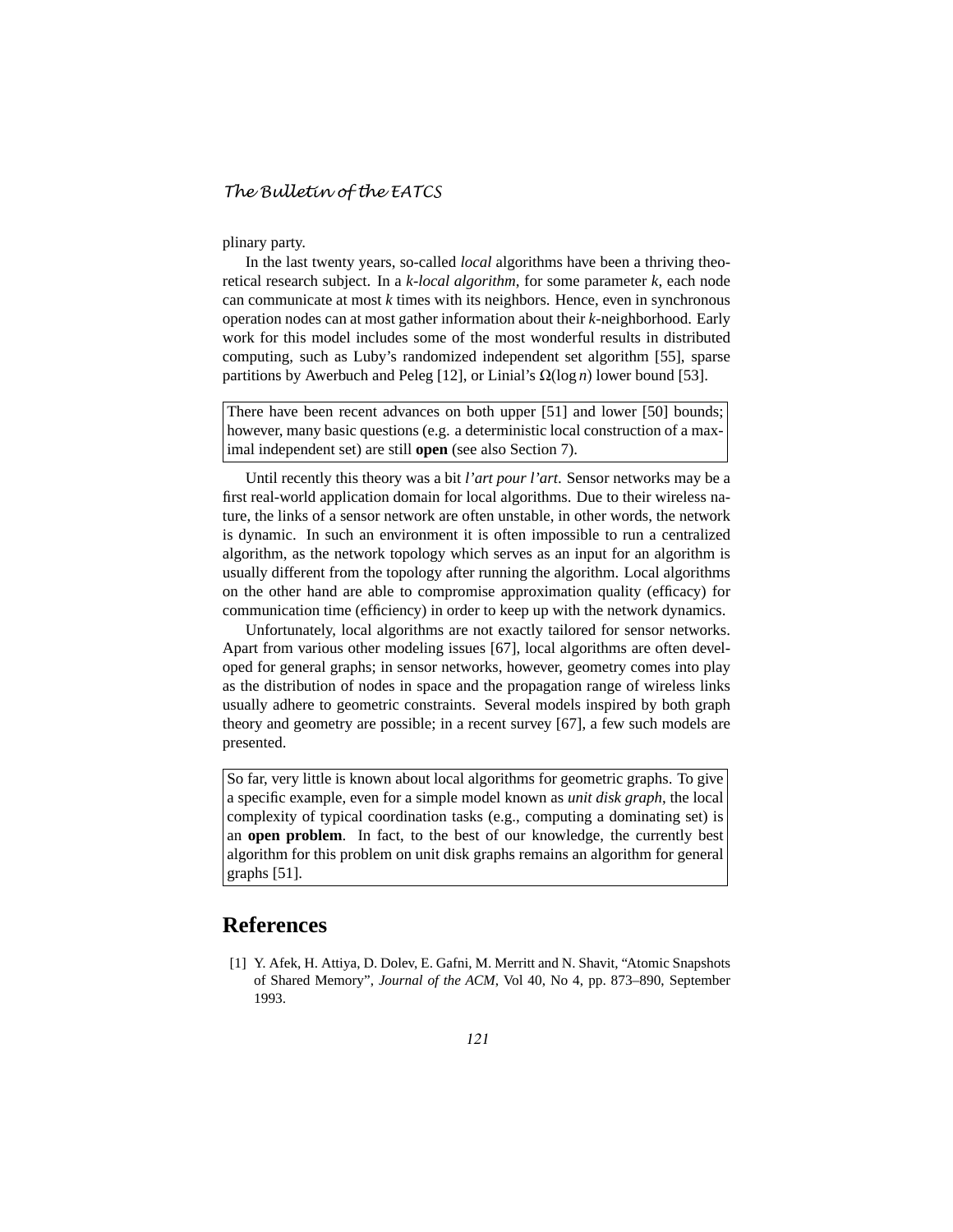plinary party.

In the last twenty years, so-called *local* algorithms have been a thriving theoretical research subject. In a *k-local algorithm*, for some parameter $k$, each node can communicate at most $k$ times with its neighbors. Hence, even in synchronous operation nodes can at most gather information about their $k$-neighborhood. Early work for this model includes some of the most wonderful results in distributed computing, such as Luby's randomized independent set algorithm [55], sparse partitions by Awerbuch and Peleg [12], or Linial's $\Omega(\log n)$ lower bound [53].

> There have been recent advances on both upper [51] and lower [50] bounds; however, many basic questions (e.g. a deterministic local construction of a maximal independent set) are still **open** (see also Section 7).

Until recently this theory was a bit *l'art pour l'art*. Sensor networks may be a first real-world application domain for local algorithms. Due to their wireless nature, the links of a sensor network are often unstable, in other words, the network is dynamic. In such an environment it is often impossible to run a centralized algorithm, as the network topology which serves as an input for an algorithm is usually different from the topology after running the algorithm. Local algorithms on the other hand are able to compromise approximation quality (efficacy) for communication time (efficiency) in order to keep up with the network dynamics.

Unfortunately, local algorithms are not exactly tailored for sensor networks. Apart from various other modeling issues [67], local algorithms are often developed for general graphs; in sensor networks, however, geometry comes into play as the distribution of nodes in space and the propagation range of wireless links usually adhere to geometric constraints. Several models inspired by both graph theory and geometry are possible; in a recent survey [67], a few such models are presented.

> So far, very little is known about local algorithms for geometric graphs. To give a specific example, even for a simple model known as *unit disk graph*, the local complexity of typical coordination tasks (e.g., computing a dominating set) is an **open problem**. In fact, to the best of our knowledge, the currently best algorithm for this problem on unit disk graphs remains an algorithm for general graphs [51].

# References

[1] Y. Afek, H. Attiya, D. Dolev, E. Gafni, M. Merritt and N. Shavit, "Atomic Snapshots of Shared Memory", *Journal of the ACM*, Vol 40, No 4, pp. 873–890, September 1993.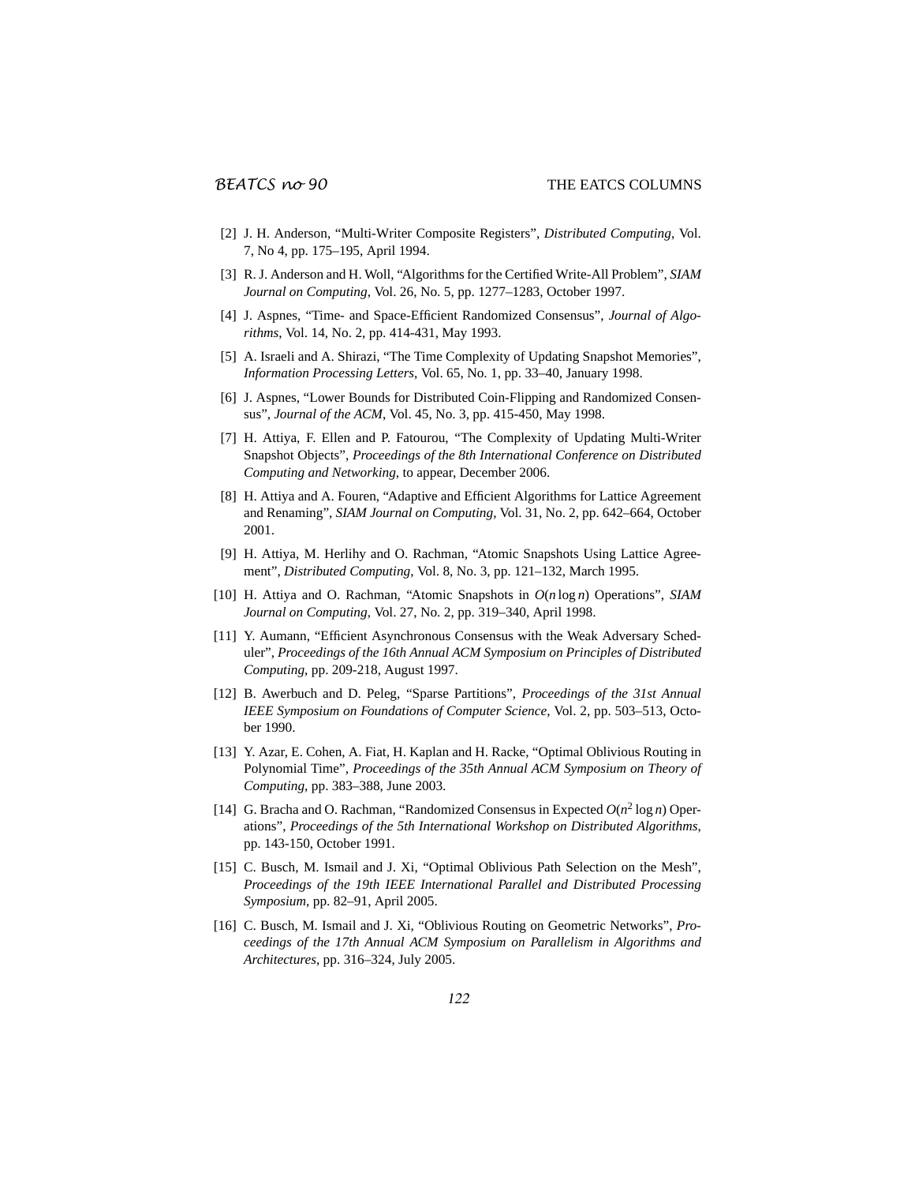[2] J. H. Anderson, "Multi-Writer Composite Registers", *Distributed Computing*, Vol. 7, No 4, pp. 175–195, April 1994.

[3] R. J. Anderson and H. Woll, "Algorithms for the Certified Write-All Problem", *SIAM Journal on Computing*, Vol. 26, No. 5, pp. 1277–1283, October 1997.

[4] J. Aspnes, "Time- and Space-Efficient Randomized Consensus", *Journal of Algorithms*, Vol. 14, No. 2, pp. 414-431, May 1993.

[5] A. Israeli and A. Shirazi, "The Time Complexity of Updating Snapshot Memories", *Information Processing Letters*, Vol. 65, No. 1, pp. 33–40, January 1998.

[6] J. Aspnes, "Lower Bounds for Distributed Coin-Flipping and Randomized Consensus", *Journal of the ACM*, Vol. 45, No. 3, pp. 415-450, May 1998.

[7] H. Attiya, F. Ellen and P. Fatourou, "The Complexity of Updating Multi-Writer Snapshot Objects", *Proceedings of the 8th International Conference on Distributed Computing and Networking*, to appear, December 2006.

[8] H. Attiya and A. Fouren, "Adaptive and Efficient Algorithms for Lattice Agreement and Renaming", *SIAM Journal on Computing*, Vol. 31, No. 2, pp. 642–664, October 2001.

[9] H. Attiya, M. Herlihy and O. Rachman, "Atomic Snapshots Using Lattice Agreement", *Distributed Computing*, Vol. 8, No. 3, pp. 121–132, March 1995.

[10] H. Attiya and O. Rachman, "Atomic Snapshots in $O(n \log n)$ Operations", *SIAM Journal on Computing*, Vol. 27, No. 2, pp. 319–340, April 1998.

[11] Y. Aumann, "Efficient Asynchronous Consensus with the Weak Adversary Scheduler", *Proceedings of the 16th Annual ACM Symposium on Principles of Distributed Computing*, pp. 209-218, August 1997.

[12] B. Awerbuch and D. Peleg, "Sparse Partitions", *Proceedings of the 31st Annual IEEE Symposium on Foundations of Computer Science*, Vol. 2, pp. 503–513, October 1990.

[13] Y. Azar, E. Cohen, A. Fiat, H. Kaplan and H. Racke, "Optimal Oblivious Routing in Polynomial Time", *Proceedings of the 35th Annual ACM Symposium on Theory of Computing*, pp. 383–388, June 2003.

[14] G. Bracha and O. Rachman, "Randomized Consensus in Expected $O(n^2 \log n)$ Operations", *Proceedings of the 5th International Workshop on Distributed Algorithms*, pp. 143-150, October 1991.

[15] C. Busch, M. Ismail and J. Xi, "Optimal Oblivious Path Selection on the Mesh", *Proceedings of the 19th IEEE International Parallel and Distributed Processing Symposium*, pp. 82–91, April 2005.

[16] C. Busch, M. Ismail and J. Xi, "Oblivious Routing on Geometric Networks", *Proceedings of the 17th Annual ACM Symposium on Parallelism in Algorithms and Architectures*, pp. 316–324, July 2005.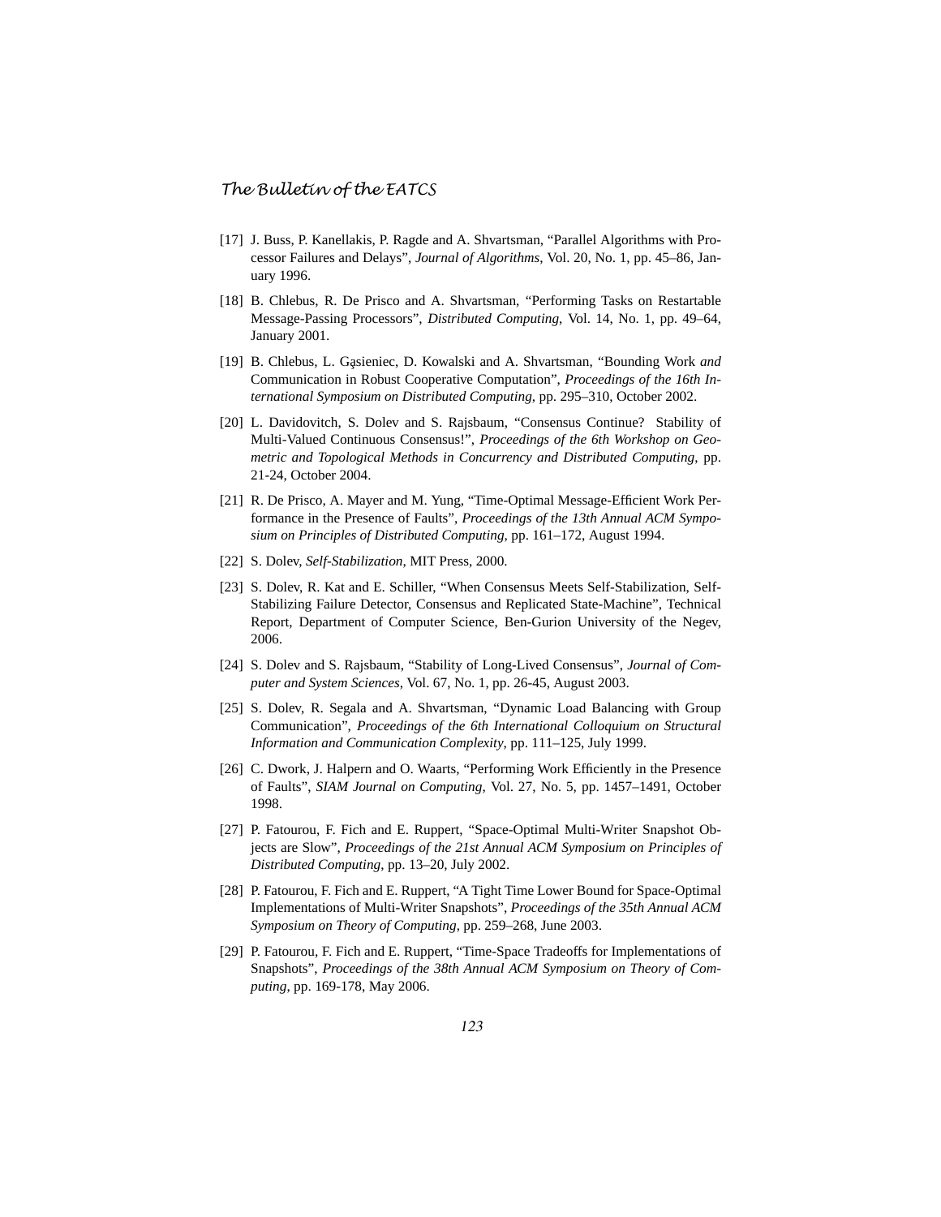[17] J. Buss, P. Kanellakis, P. Ragde and A. Shvartsman, "Parallel Algorithms with Processor Failures and Delays", *Journal of Algorithms*, Vol. 20, No. 1, pp. 45–86, January 1996.

[18] B. Chlebus, R. De Prisco and A. Shvartsman, "Performing Tasks on Restartable Message-Passing Processors", *Distributed Computing*, Vol. 14, No. 1, pp. 49–64, January 2001.

[19] B. Chlebus, L. Gąsieniec, D. Kowalski and A. Shvartsman, "Bounding Work *and* Communication in Robust Cooperative Computation", *Proceedings of the 16th International Symposium on Distributed Computing*, pp. 295–310, October 2002.

[20] L. Davidovitch, S. Dolev and S. Rajsbaum, "Consensus Continue? Stability of Multi-Valued Continuous Consensus!", *Proceedings of the 6th Workshop on Geometric and Topological Methods in Concurrency and Distributed Computing*, pp. 21-24, October 2004.

[21] R. De Prisco, A. Mayer and M. Yung, "Time-Optimal Message-Efficient Work Performance in the Presence of Faults", *Proceedings of the 13th Annual ACM Symposium on Principles of Distributed Computing*, pp. 161–172, August 1994.

[22] S. Dolev, *Self-Stabilization*, MIT Press, 2000.

[23] S. Dolev, R. Kat and E. Schiller, "When Consensus Meets Self-Stabilization, Self-Stabilizing Failure Detector, Consensus and Replicated State-Machine", Technical Report, Department of Computer Science, Ben-Gurion University of the Negev, 2006.

[24] S. Dolev and S. Rajsbaum, "Stability of Long-Lived Consensus", *Journal of Computer and System Sciences*, Vol. 67, No. 1, pp. 26-45, August 2003.

[25] S. Dolev, R. Segala and A. Shvartsman, "Dynamic Load Balancing with Group Communication", *Proceedings of the 6th International Colloquium on Structural Information and Communication Complexity*, pp. 111–125, July 1999.

[26] C. Dwork, J. Halpern and O. Waarts, "Performing Work Efficiently in the Presence of Faults", *SIAM Journal on Computing*, Vol. 27, No. 5, pp. 1457–1491, October 1998.

[27] P. Fatourou, F. Fich and E. Ruppert, "Space-Optimal Multi-Writer Snapshot Objects are Slow", *Proceedings of the 21st Annual ACM Symposium on Principles of Distributed Computing*, pp. 13–20, July 2002.

[28] P. Fatourou, F. Fich and E. Ruppert, "A Tight Time Lower Bound for Space-Optimal Implementations of Multi-Writer Snapshots", *Proceedings of the 35th Annual ACM Symposium on Theory of Computing*, pp. 259–268, June 2003.

[29] P. Fatourou, F. Fich and E. Ruppert, "Time-Space Tradeoffs for Implementations of Snapshots", *Proceedings of the 38th Annual ACM Symposium on Theory of Computing*, pp. 169-178, May 2006.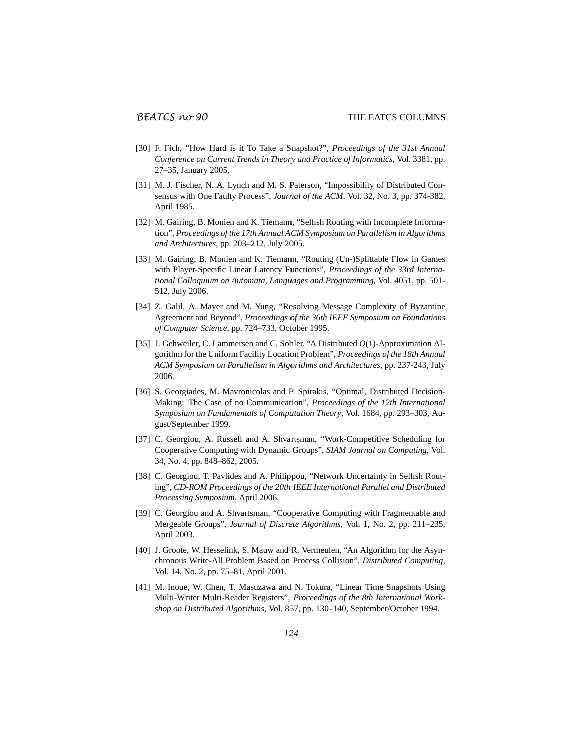[30] F. Fich, "How Hard is it To Take a Snapshot?", *Proceedings of the 31st Annual Conference on Current Trends in Theory and Practice of Informatics*, Vol. 3381, pp. 27–35, January 2005.

[31] M. J. Fischer, N. A. Lynch and M. S. Paterson, "Impossibility of Distributed Consensus with One Faulty Process", *Journal of the ACM*, Vol. 32, No. 3, pp. 374-382, April 1985.

[32] M. Gairing, B. Monien and K. Tiemann, "Selfish Routing with Incomplete Information", *Proceedings of the 17th Annual ACM Symposium on Parallelism in Algorithms and Architectures*, pp. 203–212, July 2005.

[33] M. Gairing, B. Monien and K. Tiemann, "Routing (Un-)Splittable Flow in Games with Player-Specific Linear Latency Functions", *Proceedings of the 33rd International Colloquium on Automata, Languages and Programming*, Vol. 4051, pp. 501-512, July 2006.

[34] Z. Galil, A. Mayer and M. Yung, "Resolving Message Complexity of Byzantine Agreement and Beyond", *Proceedings of the 36th IEEE Symposium on Foundations of Computer Science*, pp. 724–733, October 1995.

[35] J. Gehweiler, C. Lammersen and C. Sohler, "A Distributed $O(1)$-Approximation Algorithm for the Uniform Facility Location Problem", *Proceedings of the 18th Annual ACM Symposium on Parallelism in Algorithms and Architectures*, pp. 237-243, July 2006.

[36] S. Georgiades, M. Mavronicolas and P. Spirakis, "Optimal, Distributed Decision-Making: The Case of no Communication", *Proceedings of the 12th International Symposium on Fundamentals of Computation Theory*, Vol. 1684, pp. 293–303, August/September 1999.

[37] C. Georgiou, A. Russell and A. Shvartsman, "Work-Competitive Scheduling for Cooperative Computing with Dynamic Groups", *SIAM Journal on Computing*, Vol. 34, No. 4, pp. 848–862, 2005.

[38] C. Georgiou, T. Pavlides and A. Philippou, "Network Uncertainty in Selfish Routing", *CD-ROM Proceedings of the 20th IEEE International Parallel and Distributed Processing Symposium*, April 2006.

[39] C. Georgiou and A. Shvartsman, "Cooperative Computing with Fragmentable and Mergeable Groups", *Journal of Discrete Algorithms*, Vol. 1, No. 2, pp. 211–235, April 2003.

[40] J. Groote, W. Hesselink, S. Mauw and R. Vermeulen, "An Algorithm for the Asynchronous Write-All Problem Based on Process Collision", *Distributed Computing*, Vol. 14, No. 2, pp. 75–81, April 2001.

[41] M. Inoue, W. Chen, T. Masuzawa and N. Tokura, "Linear Time Snapshots Using Multi-Writer Multi-Reader Registers", *Proceedings of the 8th International Workshop on Distributed Algorithms*, Vol. 857, pp. 130–140, September/October 1994.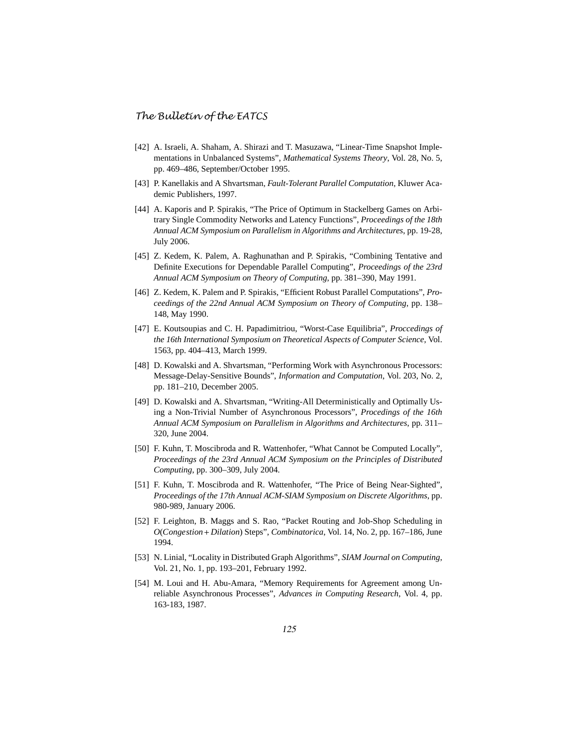[42] A. Israeli, A. Shaham, A. Shirazi and T. Masuzawa, "Linear-Time Snapshot Implementations in Unbalanced Systems", *Mathematical Systems Theory*, Vol. 28, No. 5, pp. 469–486, September/October 1995.

[43] P. Kanellakis and A Shvartsman, *Fault-Tolerant Parallel Computation*, Kluwer Academic Publishers, 1997.

[44] A. Kaporis and P. Spirakis, "The Price of Optimum in Stackelberg Games on Arbitrary Single Commodity Networks and Latency Functions", *Proceedings of the 18th Annual ACM Symposium on Parallelism in Algorithms and Architectures*, pp. 19-28, July 2006.

[45] Z. Kedem, K. Palem, A. Raghunathan and P. Spirakis, "Combining Tentative and Definite Executions for Dependable Parallel Computing", *Proceedings of the 23rd Annual ACM Symposium on Theory of Computing*, pp. 381–390, May 1991.

[46] Z. Kedem, K. Palem and P. Spirakis, "Efficient Robust Parallel Computations", *Proceedings of the 22nd Annual ACM Symposium on Theory of Computing*, pp. 138–148, May 1990.

[47] E. Koutsoupias and C. H. Papadimitriou, "Worst-Case Equilibria", *Proccedings of the 16th International Symposium on Theoretical Aspects of Computer Science*, Vol. 1563, pp. 404–413, March 1999.

[48] D. Kowalski and A. Shvartsman, "Performing Work with Asynchronous Processors: Message-Delay-Sensitive Bounds", *Information and Computation*, Vol. 203, No. 2, pp. 181–210, December 2005.

[49] D. Kowalski and A. Shvartsman, "Writing-All Deterministically and Optimally Using a Non-Trivial Number of Asynchronous Processors", *Procedings of the 16th Annual ACM Symposium on Parallelism in Algorithms and Architectures*, pp. 311–320, June 2004.

[50] F. Kuhn, T. Moscibroda and R. Wattenhofer, "What Cannot be Computed Locally", *Proceedings of the 23rd Annual ACM Symposium on the Principles of Distributed Computing*, pp. 300–309, July 2004.

[51] F. Kuhn, T. Moscibroda and R. Wattenhofer, "The Price of Being Near-Sighted", *Proceedings of the 17th Annual ACM-SIAM Symposium on Discrete Algorithms*, pp. 980-989, January 2006.

[52] F. Leighton, B. Maggs and S. Rao, "Packet Routing and Job-Shop Scheduling in $O(Congestion + Dilation)$ Steps", *Combinatorica*, Vol. 14, No. 2, pp. 167–186, June 1994.

[53] N. Linial, "Locality in Distributed Graph Algorithms", *SIAM Journal on Computing*, Vol. 21, No. 1, pp. 193–201, February 1992.

[54] M. Loui and H. Abu-Amara, "Memory Requirements for Agreement among Unreliable Asynchronous Processes", *Advances in Computing Research*, Vol. 4, pp. 163-183, 1987.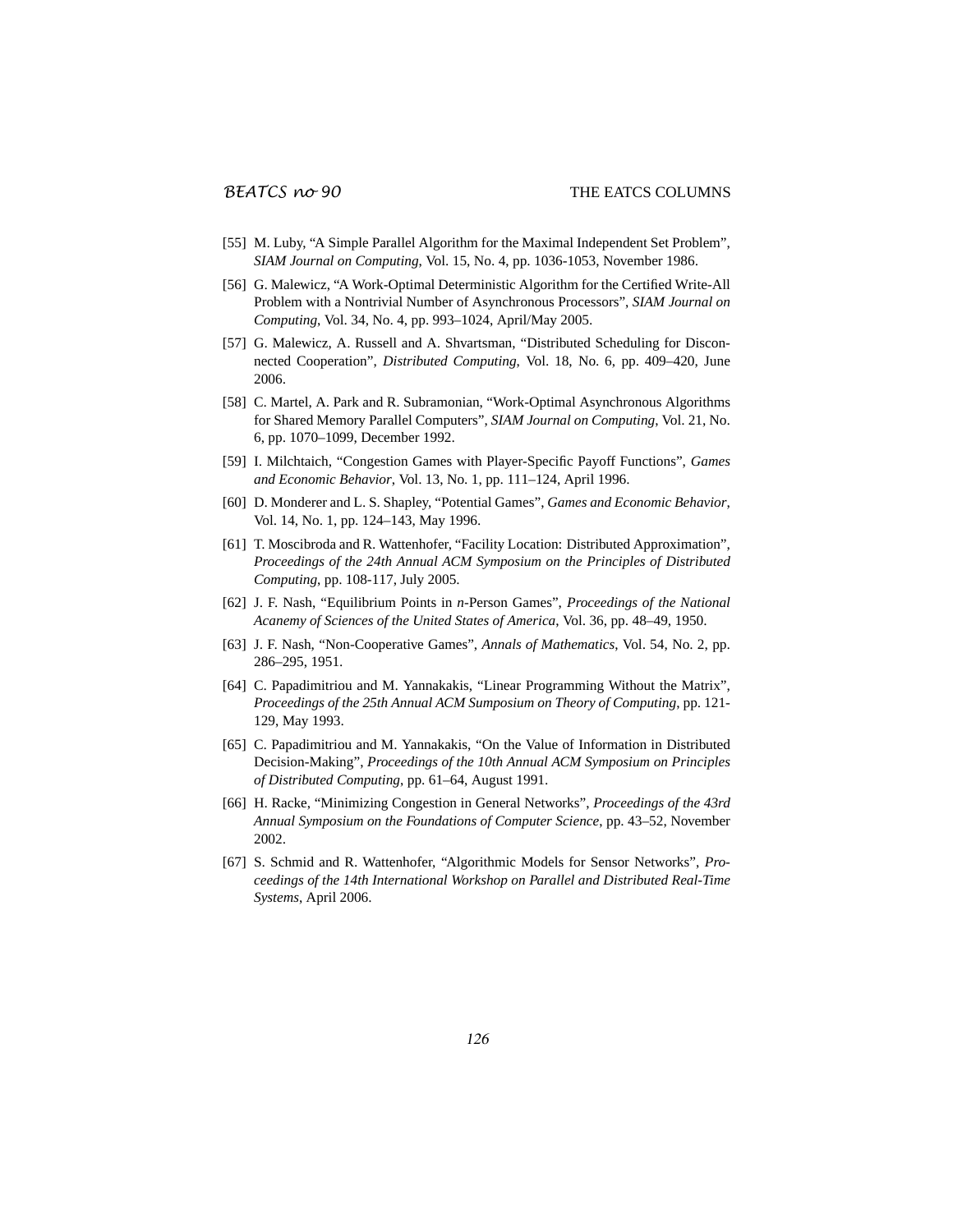[55] M. Luby, "A Simple Parallel Algorithm for the Maximal Independent Set Problem", *SIAM Journal on Computing*, Vol. 15, No. 4, pp. 1036-1053, November 1986.

[56] G. Malewicz, "A Work-Optimal Deterministic Algorithm for the Certified Write-All Problem with a Nontrivial Number of Asynchronous Processors", *SIAM Journal on Computing*, Vol. 34, No. 4, pp. 993–1024, April/May 2005.

[57] G. Malewicz, A. Russell and A. Shvartsman, "Distributed Scheduling for Disconnected Cooperation", *Distributed Computing*, Vol. 18, No. 6, pp. 409–420, June 2006.

[58] C. Martel, A. Park and R. Subramonian, "Work-Optimal Asynchronous Algorithms for Shared Memory Parallel Computers", *SIAM Journal on Computing*, Vol. 21, No. 6, pp. 1070–1099, December 1992.

[59] I. Milchtaich, "Congestion Games with Player-Specific Payoff Functions", *Games and Economic Behavior*, Vol. 13, No. 1, pp. 111–124, April 1996.

[60] D. Monderer and L. S. Shapley, "Potential Games", *Games and Economic Behavior*, Vol. 14, No. 1, pp. 124–143, May 1996.

[61] T. Moscibroda and R. Wattenhofer, "Facility Location: Distributed Approximation", *Proceedings of the 24th Annual ACM Symposium on the Principles of Distributed Computing*, pp. 108-117, July 2005.

[62] J. F. Nash, "Equilibrium Points in *n*-Person Games", *Proceedings of the National Acanemy of Sciences of the United States of America*, Vol. 36, pp. 48–49, 1950.

[63] J. F. Nash, "Non-Cooperative Games", *Annals of Mathematics*, Vol. 54, No. 2, pp. 286–295, 1951.

[64] C. Papadimitriou and M. Yannakakis, "Linear Programming Without the Matrix", *Proceedings of the 25th Annual ACM Sumposium on Theory of Computing*, pp. 121-129, May 1993.

[65] C. Papadimitriou and M. Yannakakis, "On the Value of Information in Distributed Decision-Making", *Proceedings of the 10th Annual ACM Symposium on Principles of Distributed Computing*, pp. 61–64, August 1991.

[66] H. Racke, "Minimizing Congestion in General Networks", *Proceedings of the 43rd Annual Symposium on the Foundations of Computer Science*, pp. 43–52, November 2002.

[67] S. Schmid and R. Wattenhofer, "Algorithmic Models for Sensor Networks", *Proceedings of the 14th International Workshop on Parallel and Distributed Real-Time Systems*, April 2006.